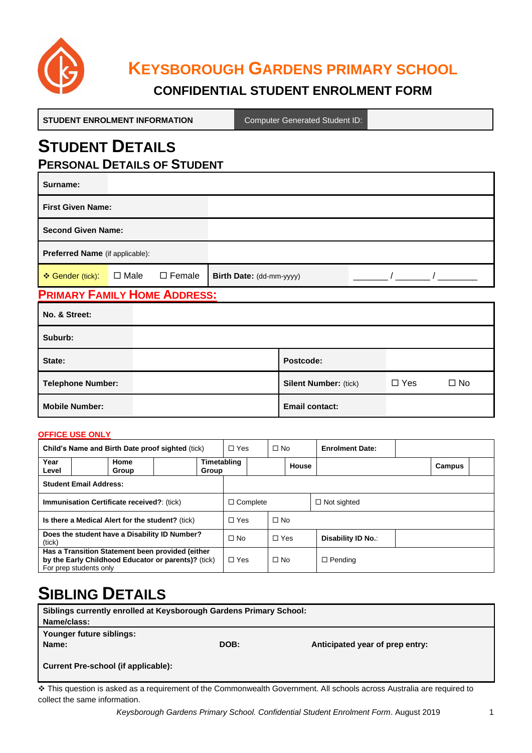# KEYSBOROUGH GARDENS PRIMARY SCHOOL

## CONFIDENTIAL STUDENT ENROLMENT FORM

| STUDENT ENROLMENT INFORMATION | Computer Generated Student ID: | |
|---|---|---|

# STUDENT DETAILS

## PERSONAL DETAILS OF STUDENT

| | | | | |
|---|---|---|---|---|
| **Surname:** | | | | |
| **First Given Name:** | | | | |
| **Second Given Name:** | | | | |
| **Preferred Name** (if applicable): | | | | |
| ❖ Gender (tick): | ☐ Male ☐ Female | **Birth Date:** (dd-mm-yyyy) | _______ / _______ / ________ | |

## PRIMARY FAMILY HOME ADDRESS:

| | | | | |
|---|---|---|---|---|
| **No. & Street:** | | | | |
| **Suburb:** | | | | |
| **State:** | | **Postcode:** | | |
| **Telephone Number:** | | **Silent Number:** (tick) | ☐ Yes | ☐ No |
| **Mobile Number:** | | **Email contact:** | | |

**OFFICE USE ONLY**

| | | | | | |
|---|---|---|---|---|---|
| **Child's Name and Birth Date proof sighted** (tick) | ☐ Yes | ☐ No | **Enrolment Date:** | | |
| **Year Level** / **Home Group** / **Timetabling Group** | | | **House** | | **Campus** |
| **Student Email Address:** | | | | | |
| **Immunisation Certificate received?**: (tick) | ☐ Complete | | ☐ Not sighted | | |
| **Is there a Medical Alert for the student?** (tick) | ☐ Yes | ☐ No | | | |
| **Does the student have a Disability ID Number?** (tick) | ☐ No | ☐ Yes | **Disability ID No.**: | | |
| **Has a Transition Statement been provided (either by the Early Childhood Educator or parents)?** (tick) For prep students only | ☐ Yes | ☐ No | ☐ Pending | | |

# SIBLING DETAILS

**Siblings currently enrolled at Keysborough Gardens Primary School:**
**Name/class:**

**Younger future siblings:**
**Name:** **DOB:** **Anticipated year of prep entry:**

**Current Pre-school (if applicable):**

❖ This question is asked as a requirement of the Commonwealth Government. All schools across Australia are required to collect the same information.

*Keysborough Gardens Primary School. Confidential Student Enrolment Form*. August 2019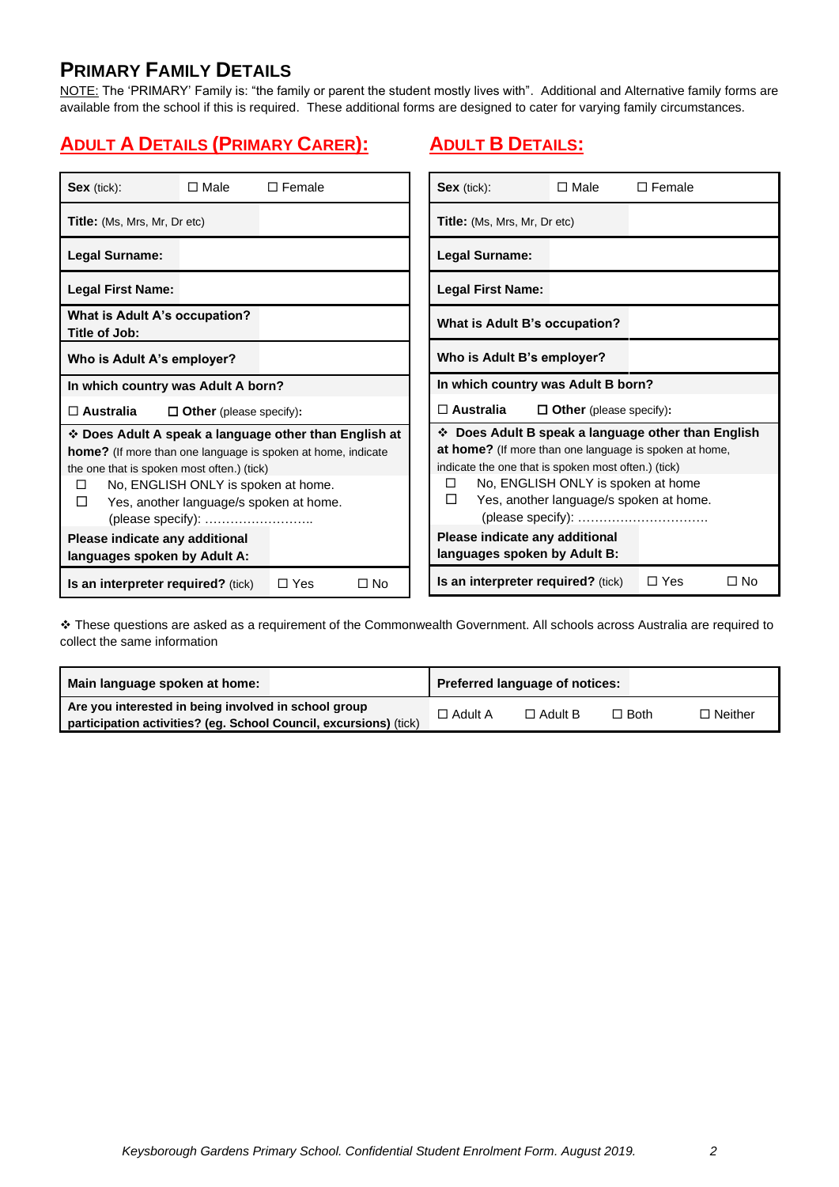## PRIMARY FAMILY DETAILS

NOTE: The 'PRIMARY' Family is: "the family or parent the student mostly lives with". Additional and Alternative family forms are available from the school if this is required. These additional forms are designed to cater for varying family circumstances.

### ADULT A DETAILS (PRIMARY CARER):

| | | |
|---|---|---|
| **Sex** (tick): | ☐ Male | ☐ Female |
| **Title:** (Ms, Mrs, Mr, Dr etc) | | |
| **Legal Surname:** | | |
| **Legal First Name:** | | |
| **What is Adult A's occupation? Title of Job:** | | |
| **Who is Adult A's employer?** | | |
| **In which country was Adult A born?** | | |
| ☐ **Australia** | ☐ **Other** (please specify): | |
| ❖ **Does Adult A speak a language other than English at home?** (If more than one language is spoken at home, indicate the one that is spoken most often.) (tick)<br>☐ No, ENGLISH ONLY is spoken at home.<br>☐ Yes, another language/s spoken at home. (please specify): …………………….. | | |
| **Please indicate any additional languages spoken by Adult A:** | | |
| **Is an interpreter required?** (tick) | ☐ Yes | ☐ No |

### ADULT B DETAILS:

| | | |
|---|---|---|
| **Sex** (tick): | ☐ Male | ☐ Female |
| **Title:** (Ms, Mrs, Mr, Dr etc) | | |
| **Legal Surname:** | | |
| **Legal First Name:** | | |
| **What is Adult B's occupation?** | | |
| **Who is Adult B's employer?** | | |
| **In which country was Adult B born?** | | |
| ☐ **Australia** | ☐ **Other** (please specify): | |
| ❖ **Does Adult B speak a language other than English at home?** (If more than one language is spoken at home, indicate the one that is spoken most often.) (tick)<br>☐ No, ENGLISH ONLY is spoken at home<br>☐ Yes, another language/s spoken at home. (please specify): …………………………. | | |
| **Please indicate any additional languages spoken by Adult B:** | | |
| **Is an interpreter required?** (tick) | ☐ Yes | ☐ No |

❖ These questions are asked as a requirement of the Commonwealth Government. All schools across Australia are required to collect the same information

| | | | | | |
|---|---|---|---|---|---|
| **Main language spoken at home:** | | **Preferred language of notices:** | | | |
| **Are you interested in being involved in school group participation activities? (eg. School Council, excursions)** (tick) | | ☐ Adult A | ☐ Adult B | ☐ Both | ☐ Neither |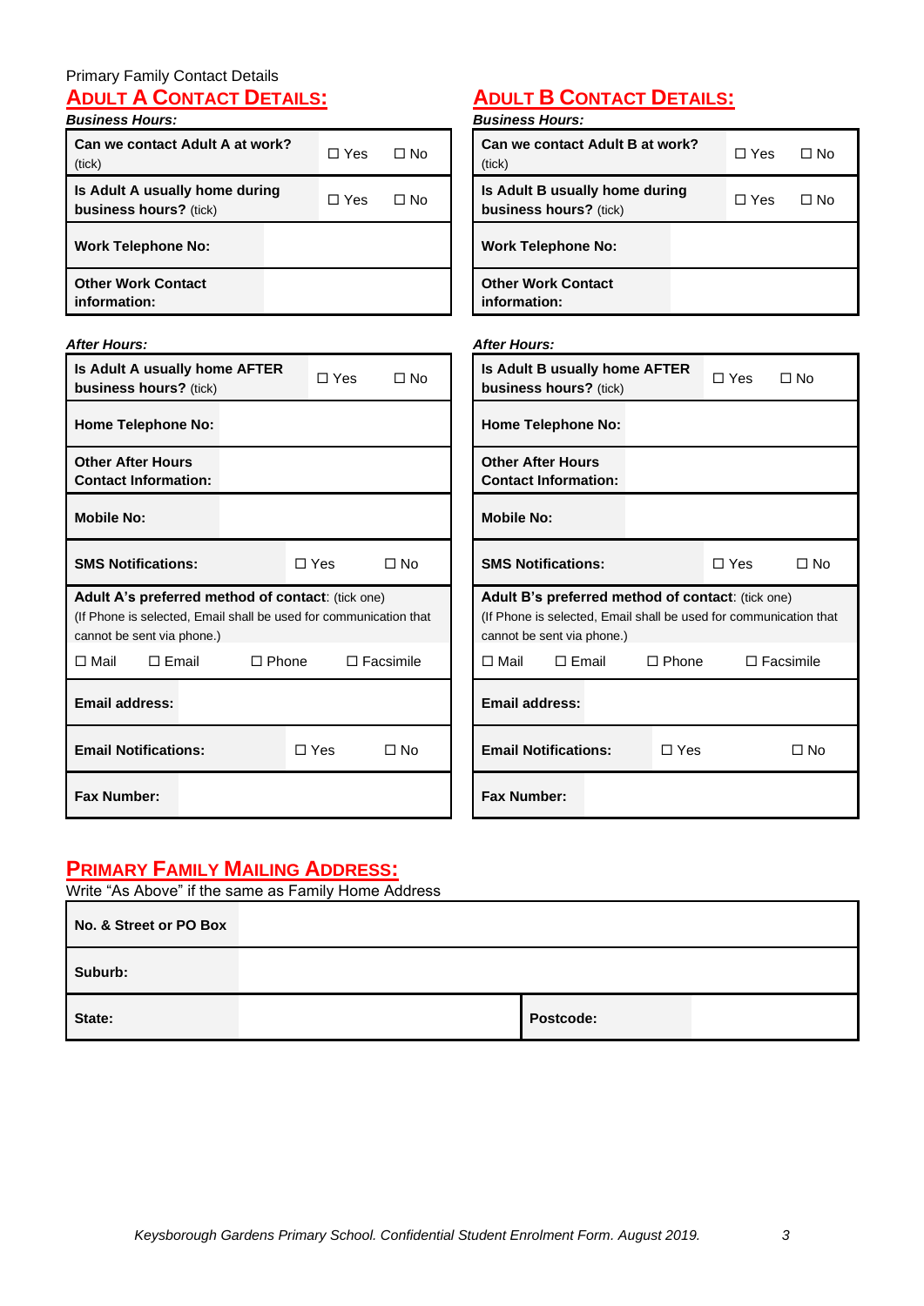Primary Family Contact Details

## ADULT A CONTACT DETAILS:

***Business Hours:***

| | | |
|---|---|---|
| **Can we contact Adult A at work?** (tick) | ☐ Yes | ☐ No |
| **Is Adult A usually home during business hours?** (tick) | ☐ Yes | ☐ No |
| **Work Telephone No:** | | |
| **Other Work Contact information:** | | |

***After Hours:***

| | | |
|---|---|---|
| **Is Adult A usually home AFTER business hours?** (tick) | ☐ Yes | ☐ No |
| **Home Telephone No:** | | |
| **Other After Hours Contact Information:** | | |
| **Mobile No:** | | |
| **SMS Notifications:** | ☐ Yes | ☐ No |

**Adult A's preferred method of contact**: (tick one)
(If Phone is selected, Email shall be used for communication that cannot be sent via phone.)

☐ Mail ☐ Email ☐ Phone ☐ Facsimile

| | | |
|---|---|---|
| **Email address:** | | |
| **Email Notifications:** | ☐ Yes | ☐ No |
| **Fax Number:** | | |

## ADULT B CONTACT DETAILS:

***Business Hours:***

| | | |
|---|---|---|
| **Can we contact Adult B at work?** (tick) | ☐ Yes | ☐ No |
| **Is Adult B usually home during business hours?** (tick) | ☐ Yes | ☐ No |
| **Work Telephone No:** | | |
| **Other Work Contact information:** | | |

***After Hours:***

| | | |
|---|---|---|
| **Is Adult B usually home AFTER business hours?** (tick) | ☐ Yes | ☐ No |
| **Home Telephone No:** | | |
| **Other After Hours Contact Information:** | | |
| **Mobile No:** | | |
| **SMS Notifications:** | ☐ Yes | ☐ No |

**Adult B's preferred method of contact**: (tick one)
(If Phone is selected, Email shall be used for communication that cannot be sent via phone.)

☐ Mail ☐ Email ☐ Phone ☐ Facsimile

| | | |
|---|---|---|
| **Email address:** | | |
| **Email Notifications:** | ☐ Yes | ☐ No |
| **Fax Number:** | | |

## PRIMARY FAMILY MAILING ADDRESS:

Write "As Above" if the same as Family Home Address

| | | | |
|---|---|---|---|
| **No. & Street or PO Box** | | | |
| **Suburb:** | | | |
| **State:** | | **Postcode:** | |

*Keysborough Gardens Primary School. Confidential Student Enrolment Form. August 2019.*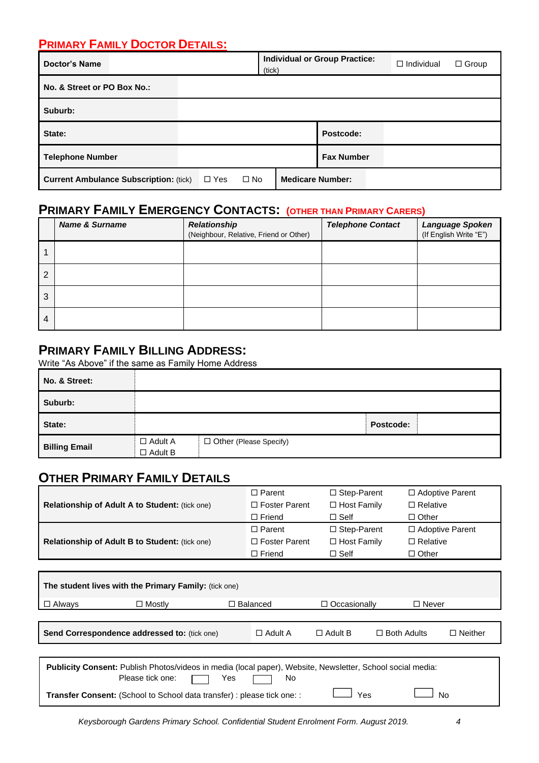## Primary Family Doctor Details:

| **Doctor's Name** | | **Individual or Group Practice:** (tick) | ☐ Individual ☐ Group |
|---|---|---|---|
| **No. & Street or PO Box No.:** | | | |
| **Suburb:** | | | |
| **State:** | | **Postcode:** | |
| **Telephone Number** | | **Fax Number** | |
| **Current Ambulance Subscription:** (tick) ☐ Yes ☐ No | | **Medicare Number:** | |

## Primary Family Emergency Contacts: (OTHER THAN PRIMARY CARERS)

| | ***Name & Surname*** | ***Relationship*** (Neighbour, Relative, Friend or Other) | ***Telephone Contact*** | ***Language Spoken*** (If English Write "E") |
|---|---|---|---|---|
| 1 | | | | |
| 2 | | | | |
| 3 | | | | |
| 4 | | | | |

## Primary Family Billing Address:

Write "As Above" if the same as Family Home Address

| **No. & Street:** | | | |
|---|---|---|---|
| **Suburb:** | | | |
| **State:** | | **Postcode:** | |
| **Billing Email** | ☐ Adult A ☐ Adult B | ☐ Other (Please Specify) | |

## Other Primary Family Details

| | | | |
|---|---|---|---|
| **Relationship of Adult A to Student:** (tick one) | ☐ Parent ☐ Foster Parent ☐ Friend | ☐ Step-Parent ☐ Host Family ☐ Self | ☐ Adoptive Parent ☐ Relative ☐ Other |
| **Relationship of Adult B to Student:** (tick one) | ☐ Parent ☐ Foster Parent ☐ Friend | ☐ Step-Parent ☐ Host Family ☐ Self | ☐ Adoptive Parent ☐ Relative ☐ Other |

**The student lives with the Primary Family:** (tick one)

☐ Always ☐ Mostly ☐ Balanced ☐ Occasionally ☐ Never

**Send Correspondence addressed to:** (tick one) ☐ Adult A ☐ Adult B ☐ Both Adults ☐ Neither

**Publicity Consent:** Publish Photos/videos in media (local paper), Website, Newsletter, School social media:
Please tick one: ☐ Yes ☐ No

**Transfer Consent:** (School to School data transfer) : please tick one: : ☐ Yes ☐ No

*Keysborough Gardens Primary School. Confidential Student Enrolment Form. August 2019.*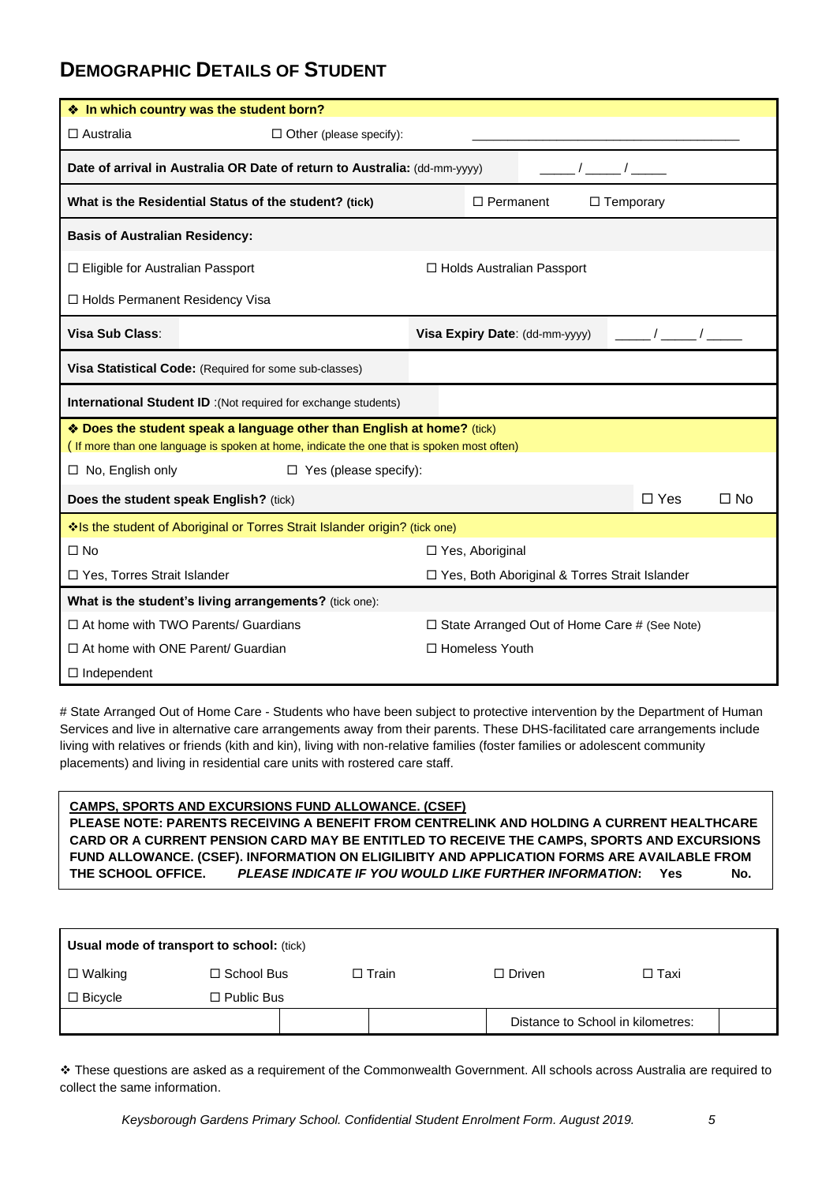## DEMOGRAPHIC DETAILS OF STUDENT

| ❖ **In which country was the student born?** | | | |
|---|---|---|---|
| ☐ Australia | ☐ Other (please specify): | ______________________________ | |
| **Date of arrival in Australia OR Date of return to Australia:** (dd-mm-yyyy) | | _____ / _____ / _____ | |
| **What is the Residential Status of the student? (tick)** | | ☐ Permanent | ☐ Temporary |
| **Basis of Australian Residency:** | | | |
| ☐ Eligible for Australian Passport | | ☐ Holds Australian Passport | |
| ☐ Holds Permanent Residency Visa | | | |
| **Visa Sub Class**: | | **Visa Expiry Date**: (dd-mm-yyyy) | _____ / _____ / _____ |
| **Visa Statistical Code:** (Required for some sub-classes) | | | |
| **International Student ID** :(Not required for exchange students) | | | |
| ❖ **Does the student speak a language other than English at home?** (tick) ( If more than one language is spoken at home, indicate the one that is spoken most often) | | | |
| ☐ No, English only | ☐ Yes (please specify): | | |
| **Does the student speak English?** (tick) | | ☐ Yes | ☐ No |
| ❖Is the student of Aboriginal or Torres Strait Islander origin? (tick one) | | | |
| ☐ No | | ☐ Yes, Aboriginal | |
| ☐ Yes, Torres Strait Islander | | ☐ Yes, Both Aboriginal & Torres Strait Islander | |
| **What is the student's living arrangements?** (tick one): | | | |
| ☐ At home with TWO Parents/ Guardians | | ☐ State Arranged Out of Home Care # (See Note) | |
| ☐ At home with ONE Parent/ Guardian | | ☐ Homeless Youth | |
| ☐ Independent | | | |

# State Arranged Out of Home Care - Students who have been subject to protective intervention by the Department of Human Services and live in alternative care arrangements away from their parents. These DHS-facilitated care arrangements include living with relatives or friends (kith and kin), living with non-relative families (foster families or adolescent community placements) and living in residential care units with rostered care staff.

**CAMPS, SPORTS AND EXCURSIONS FUND ALLOWANCE. (CSEF)**
**PLEASE NOTE: PARENTS RECEIVING A BENEFIT FROM CENTRELINK AND HOLDING A CURRENT HEALTHCARE CARD OR A CURRENT PENSION CARD MAY BE ENTITLED TO RECEIVE THE CAMPS, SPORTS AND EXCURSIONS FUND ALLOWANCE. (CSEF). INFORMATION ON ELIGILIBITY AND APPLICATION FORMS ARE AVAILABLE FROM THE SCHOOL OFFICE.** ***PLEASE INDICATE IF YOU WOULD LIKE FURTHER INFORMATION*****: Yes No.**

| **Usual mode of transport to school:** (tick) | | | | |
|---|---|---|---|---|
| ☐ Walking | ☐ School Bus | ☐ Train | ☐ Driven | ☐ Taxi |
| ☐ Bicycle | ☐ Public Bus | | | |
| | | | Distance to School in kilometres: | |

❖ These questions are asked as a requirement of the Commonwealth Government. All schools across Australia are required to collect the same information.

*Keysborough Gardens Primary School. Confidential Student Enrolment Form. August 2019.*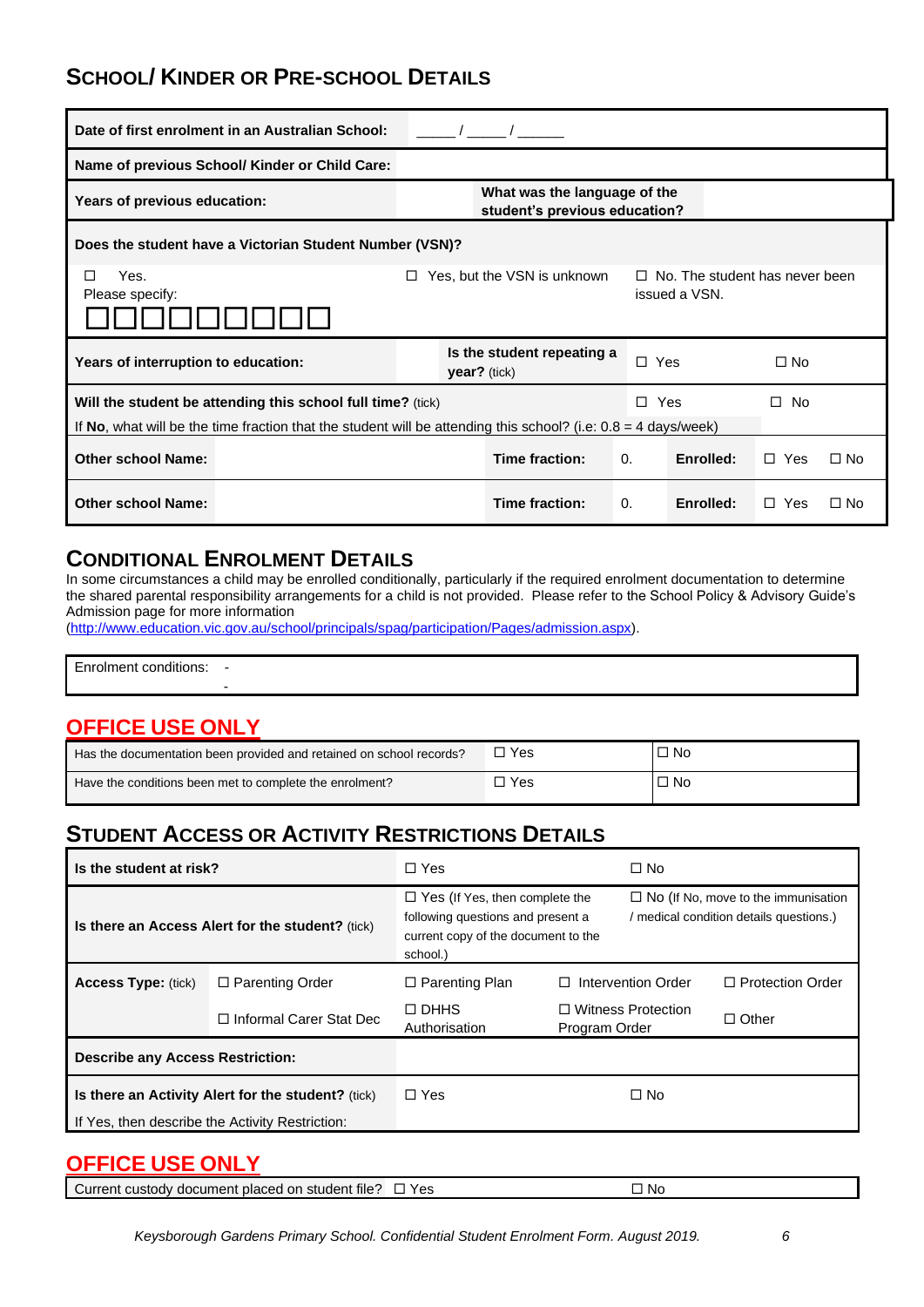## School/ Kinder or Pre-school Details

| Date of first enrolment in an Australian School: | _____ / _____ / ______ | | | | |
|---|---|---|---|---|---|
| Name of previous School/ Kinder or Child Care: | | | | | |
| Years of previous education: | | What was the language of the student's previous education? | | | |
| Does the student have a Victorian Student Number (VSN)? | | | | | |
| ☐ Yes. Please specify: ☐☐☐☐☐☐☐☐☐ | ☐ Yes, but the VSN is unknown | | ☐ No. The student has never been issued a VSN. | | |
| Years of interruption to education: | | Is the student repeating a year? (tick) | ☐ Yes | ☐ No | |
| Will the student be attending this school full time? (tick) | | | ☐ Yes | ☐ No | |
| If **No**, what will be the time fraction that the student will be attending this school? (i.e: 0.8 = 4 days/week) | | | | | |
| Other school Name: | | Time fraction: | 0. | Enrolled: | ☐ Yes ☐ No |
| Other school Name: | | Time fraction: | 0. | Enrolled: | ☐ Yes ☐ No |

## Conditional Enrolment Details

In some circumstances a child may be enrolled conditionally, particularly if the required enrolment documentation to determine the shared parental responsibility arrangements for a child is not provided. Please refer to the School Policy & Advisory Guide's Admission page for more information (http://www.education.vic.gov.au/school/principals/spag/participation/Pages/admission.aspx).

| Enrolment conditions: | - <br> - |
|---|---|

## OFFICE USE ONLY

| Has the documentation been provided and retained on school records? | ☐ Yes | ☐ No |
|---|---|---|
| Have the conditions been met to complete the enrolment? | ☐ Yes | ☐ No |

## Student Access or Activity Restrictions Details

| Is the student at risk? | | ☐ Yes | | ☐ No |
|---|---|---|---|---|
| Is there an Access Alert for the student? (tick) | | ☐ Yes (If Yes, then complete the following questions and present a current copy of the document to the school.) | | ☐ No (If No, move to the immunisation / medical condition details questions.) |
| Access Type: (tick) | ☐ Parenting Order | ☐ Parenting Plan | ☐ Intervention Order | ☐ Protection Order |
| | ☐ Informal Carer Stat Dec | ☐ DHHS Authorisation | ☐ Witness Protection Program Order | ☐ Other |
| Describe any Access Restriction: | | | | |
| Is there an Activity Alert for the student? (tick) | | ☐ Yes | | ☐ No |
| If Yes, then describe the Activity Restriction: | | | | |

## OFFICE USE ONLY

| Current custody document placed on student file? ☐ Yes | ☐ No |
|---|---|

*Keysborough Gardens Primary School. Confidential Student Enrolment Form. August 2019.*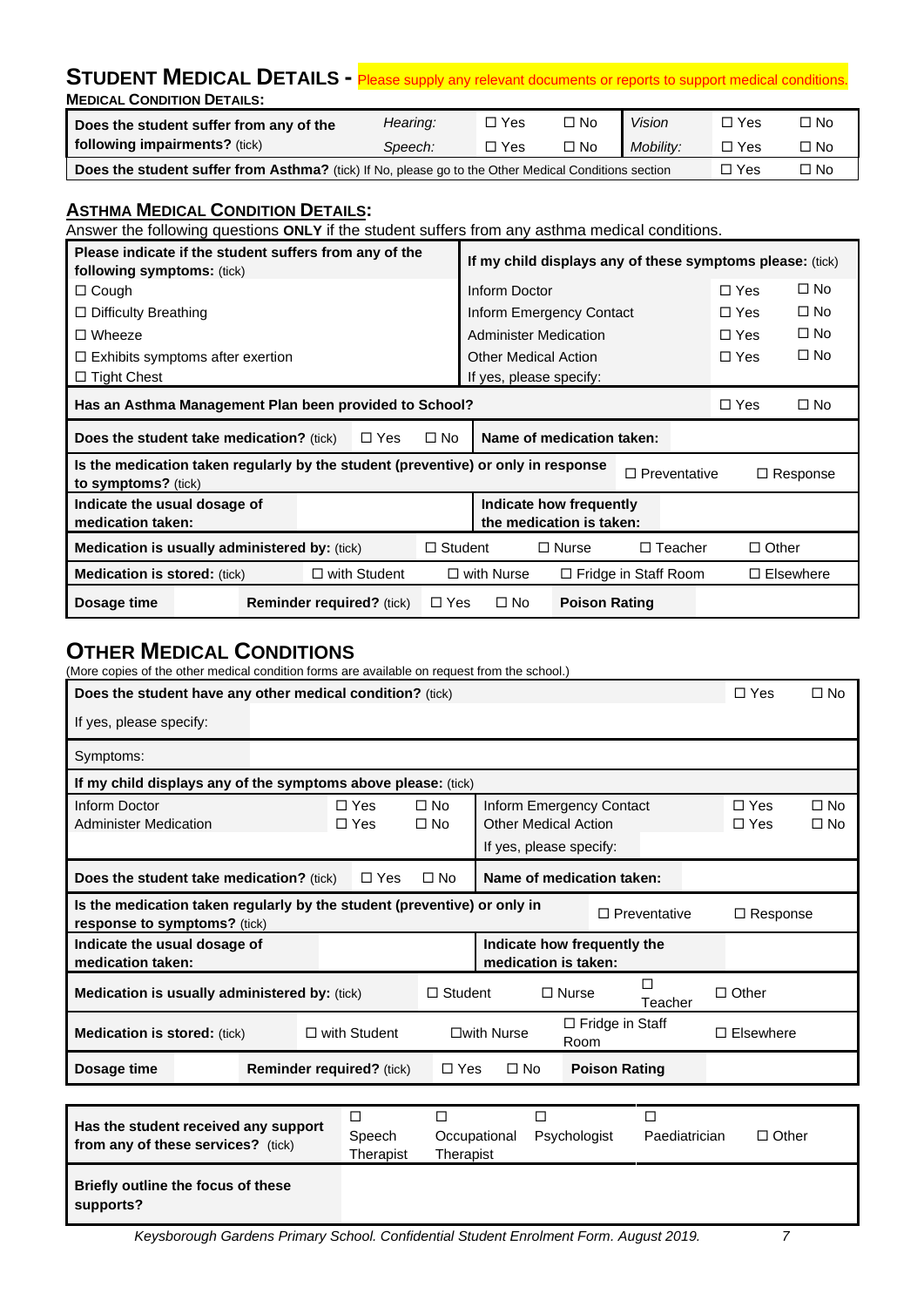## STUDENT MEDICAL DETAILS - Please supply any relevant documents or reports to support medical conditions.

**MEDICAL CONDITION DETAILS:**

| **Does the student suffer from any of the following impairments?** (tick) | *Hearing:* | ☐ Yes | ☐ No | *Vision* | ☐ Yes | ☐ No |
|---|---|---|---|---|---|---|
| | *Speech:* | ☐ Yes | ☐ No | *Mobility:* | ☐ Yes | ☐ No |
| **Does the student suffer from Asthma?** (tick) If No, please go to the Other Medical Conditions section | | | | | ☐ Yes | ☐ No |

### ASTHMA MEDICAL CONDITION DETAILS:

Answer the following questions **ONLY** if the student suffers from any asthma medical conditions.

| **Please indicate if the student suffers from any of the following symptoms:** (tick) | **If my child displays any of these symptoms please:** (tick) | | |
|---|---|---|---|
| ☐ Cough | Inform Doctor | ☐ Yes | ☐ No |
| ☐ Difficulty Breathing | Inform Emergency Contact | ☐ Yes | ☐ No |
| ☐ Wheeze | Administer Medication | ☐ Yes | ☐ No |
| ☐ Exhibits symptoms after exertion | Other Medical Action | ☐ Yes | ☐ No |
| ☐ Tight Chest | If yes, please specify: | | |
| **Has an Asthma Management Plan been provided to School?** | | ☐ Yes | ☐ No |

| **Does the student take medication?** (tick) | ☐ Yes | ☐ No | **Name of medication taken:** | |
|---|---|---|---|---|
| **Is the medication taken regularly by the student (preventive) or only in response to symptoms?** (tick) | | | ☐ Preventative | ☐ Response |
| **Indicate the usual dosage of medication taken:** | | | **Indicate how frequently the medication is taken:** | |

| **Medication is usually administered by:** (tick) | ☐ Student | ☐ Nurse | ☐ Teacher | ☐ Other |
|---|---|---|---|---|
| **Medication is stored:** (tick) | ☐ with Student | ☐ with Nurse | ☐ Fridge in Staff Room | ☐ Elsewhere |

| **Dosage time** | | **Reminder required?** (tick) | ☐ Yes | ☐ No | **Poison Rating** | |
|---|---|---|---|---|---|---|

## OTHER MEDICAL CONDITIONS

(More copies of the other medical condition forms are available on request from the school.)

| **Does the student have any other medical condition?** (tick) | | ☐ Yes | ☐ No |
|---|---|---|---|
| If yes, please specify: | | | |
| Symptoms: | | | |
| **If my child displays any of the symptoms above please:** (tick) | | | |

| Inform Doctor | ☐ Yes | ☐ No | Inform Emergency Contact | ☐ Yes | ☐ No |
|---|---|---|---|---|---|
| Administer Medication | ☐ Yes | ☐ No | Other Medical Action | ☐ Yes | ☐ No |
| | | | If yes, please specify: | | |

| **Does the student take medication?** (tick) | ☐ Yes | ☐ No | **Name of medication taken:** | |
|---|---|---|---|---|
| **Is the medication taken regularly by the student (preventive) or only in response to symptoms?** (tick) | | | ☐ Preventative | ☐ Response |
| **Indicate the usual dosage of medication taken:** | | | **Indicate how frequently the medication is taken:** | |

| **Medication is usually administered by:** (tick) | ☐ Student | ☐ Nurse | ☐ Teacher | ☐ Other |
|---|---|---|---|---|
| **Medication is stored:** (tick) | ☐ with Student | ☐with Nurse | ☐ Fridge in Staff Room | ☐ Elsewhere |

| **Dosage time** | | **Reminder required?** (tick) | ☐ Yes | ☐ No | **Poison Rating** | |
|---|---|---|---|---|---|---|

| **Has the student received any support from any of these services?** (tick) | ☐ Speech Therapist | ☐ Occupational Therapist | ☐ Psychologist | ☐ Paediatrician | ☐ Other |
|---|---|---|---|---|---|
| **Briefly outline the focus of these supports?** | | | | | |

*Keysborough Gardens Primary School. Confidential Student Enrolment Form. August 2019.*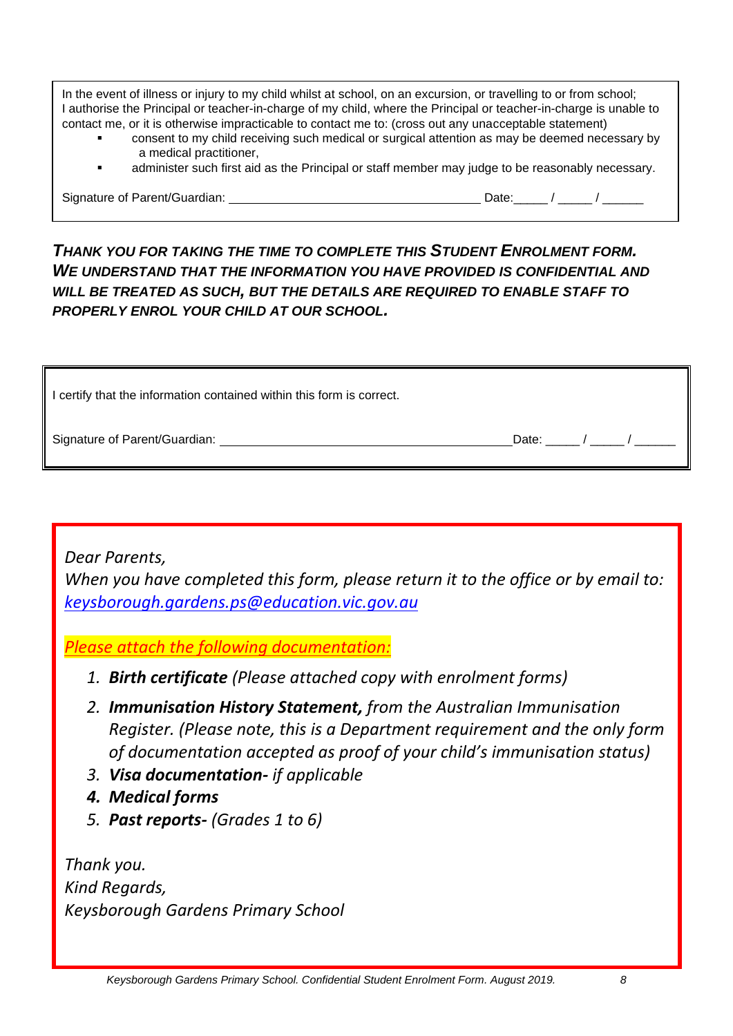In the event of illness or injury to my child whilst at school, on an excursion, or travelling to or from school; I authorise the Principal or teacher-in-charge of my child, where the Principal or teacher-in-charge is unable to contact me, or it is otherwise impracticable to contact me to: (cross out any unacceptable statement)

- consent to my child receiving such medical or surgical attention as may be deemed necessary by a medical practitioner,
- administer such first aid as the Principal or staff member may judge to be reasonably necessary.

Signature of Parent/Guardian: ___________________________________ Date:_____ / _____ / ______

***THANK YOU FOR TAKING THE TIME TO COMPLETE THIS STUDENT ENROLMENT FORM. WE UNDERSTAND THAT THE INFORMATION YOU HAVE PROVIDED IS CONFIDENTIAL AND WILL BE TREATED AS SUCH, BUT THE DETAILS ARE REQUIRED TO ENABLE STAFF TO PROPERLY ENROL YOUR CHILD AT OUR SCHOOL.***

I certify that the information contained within this form is correct.

Signature of Parent/Guardian: ___________________________________ Date: _____ / _____ / ______

*Dear Parents,*
*When you have completed this form, please return it to the office or by email to:* *keysborough.gardens.ps@education.vic.gov.au*

*Please attach the following documentation:*

1. ***Birth certificate*** *(Please attached copy with enrolment forms)*
2. ***Immunisation History Statement,*** *from the Australian Immunisation Register. (Please note, this is a Department requirement and the only form of documentation accepted as proof of your child's immunisation status)*
3. ***Visa documentation-*** *if applicable*
4. ***Medical forms***
5. ***Past reports-*** *(Grades 1 to 6)*

*Thank you.*
*Kind Regards,*
*Keysborough Gardens Primary School*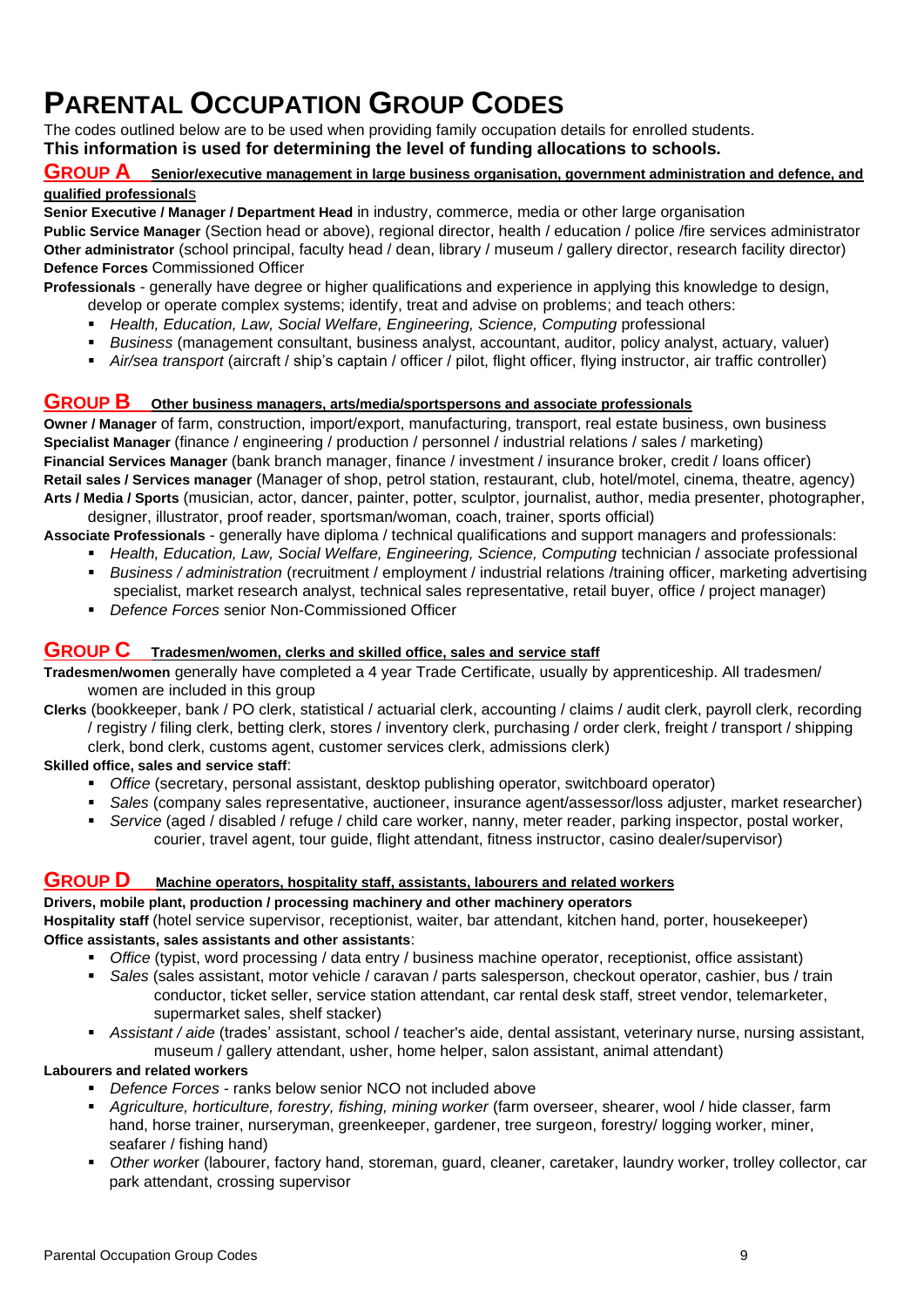# Parental Occupation Group Codes

The codes outlined below are to be used when providing family occupation details for enrolled students.

**This information is used for determining the level of funding allocations to schools.**

## Group A Senior/executive management in large business organisation, government administration and defence, and qualified professionals

**Senior Executive / Manager / Department Head** in industry, commerce, media or other large organisation

**Public Service Manager** (Section head or above), regional director, health / education / police /fire services administrator

**Other administrator** (school principal, faculty head / dean, library / museum / gallery director, research facility director)

**Defence Forces** Commissioned Officer

**Professionals** - generally have degree or higher qualifications and experience in applying this knowledge to design, develop or operate complex systems; identify, treat and advise on problems; and teach others:

- *Health, Education, Law, Social Welfare, Engineering, Science, Computing* professional
- *Business* (management consultant, business analyst, accountant, auditor, policy analyst, actuary, valuer)
- *Air/sea transport* (aircraft / ship's captain / officer / pilot, flight officer, flying instructor, air traffic controller)

## Group B Other business managers, arts/media/sportspersons and associate professionals

**Owner / Manager** of farm, construction, import/export, manufacturing, transport, real estate business, own business

**Specialist Manager** (finance / engineering / production / personnel / industrial relations / sales / marketing)

**Financial Services Manager** (bank branch manager, finance / investment / insurance broker, credit / loans officer)

**Retail sales / Services manager** (Manager of shop, petrol station, restaurant, club, hotel/motel, cinema, theatre, agency)

**Arts / Media / Sports** (musician, actor, dancer, painter, potter, sculptor, journalist, author, media presenter, photographer, designer, illustrator, proof reader, sportsman/woman, coach, trainer, sports official)

**Associate Professionals** - generally have diploma / technical qualifications and support managers and professionals:

- *Health, Education, Law, Social Welfare, Engineering, Science, Computing* technician / associate professional
- *Business / administration* (recruitment / employment / industrial relations /training officer, marketing advertising specialist, market research analyst, technical sales representative, retail buyer, office / project manager)
- *Defence Forces* senior Non-Commissioned Officer

## Group C Tradesmen/women, clerks and skilled office, sales and service staff

**Tradesmen/women** generally have completed a 4 year Trade Certificate, usually by apprenticeship. All tradesmen/ women are included in this group

**Clerks** (bookkeeper, bank / PO clerk, statistical / actuarial clerk, accounting / claims / audit clerk, payroll clerk, recording / registry / filing clerk, betting clerk, stores / inventory clerk, purchasing / order clerk, freight / transport / shipping clerk, bond clerk, customs agent, customer services clerk, admissions clerk)

**Skilled office, sales and service staff**:

- *Office* (secretary, personal assistant, desktop publishing operator, switchboard operator)
- *Sales* (company sales representative, auctioneer, insurance agent/assessor/loss adjuster, market researcher)
- *Service* (aged / disabled / refuge / child care worker, nanny, meter reader, parking inspector, postal worker, courier, travel agent, tour guide, flight attendant, fitness instructor, casino dealer/supervisor)

## Group D Machine operators, hospitality staff, assistants, labourers and related workers

**Drivers, mobile plant, production / processing machinery and other machinery operators**

**Hospitality staff** (hotel service supervisor, receptionist, waiter, bar attendant, kitchen hand, porter, housekeeper)

**Office assistants, sales assistants and other assistants**:

- *Office* (typist, word processing / data entry / business machine operator, receptionist, office assistant)
- *Sales* (sales assistant, motor vehicle / caravan / parts salesperson, checkout operator, cashier, bus / train conductor, ticket seller, service station attendant, car rental desk staff, street vendor, telemarketer, supermarket sales, shelf stacker)
- *Assistant / aide* (trades' assistant, school / teacher's aide, dental assistant, veterinary nurse, nursing assistant, museum / gallery attendant, usher, home helper, salon assistant, animal attendant)

**Labourers and related workers**

- *Defence Forces* - ranks below senior NCO not included above
- *Agriculture, horticulture, forestry, fishing, mining worker* (farm overseer, shearer, wool / hide classer, farm hand, horse trainer, nurseryman, greenkeeper, gardener, tree surgeon, forestry/ logging worker, miner, seafarer / fishing hand)
- *Other worker* (labourer, factory hand, storeman, guard, cleaner, caretaker, laundry worker, trolley collector, car park attendant, crossing supervisor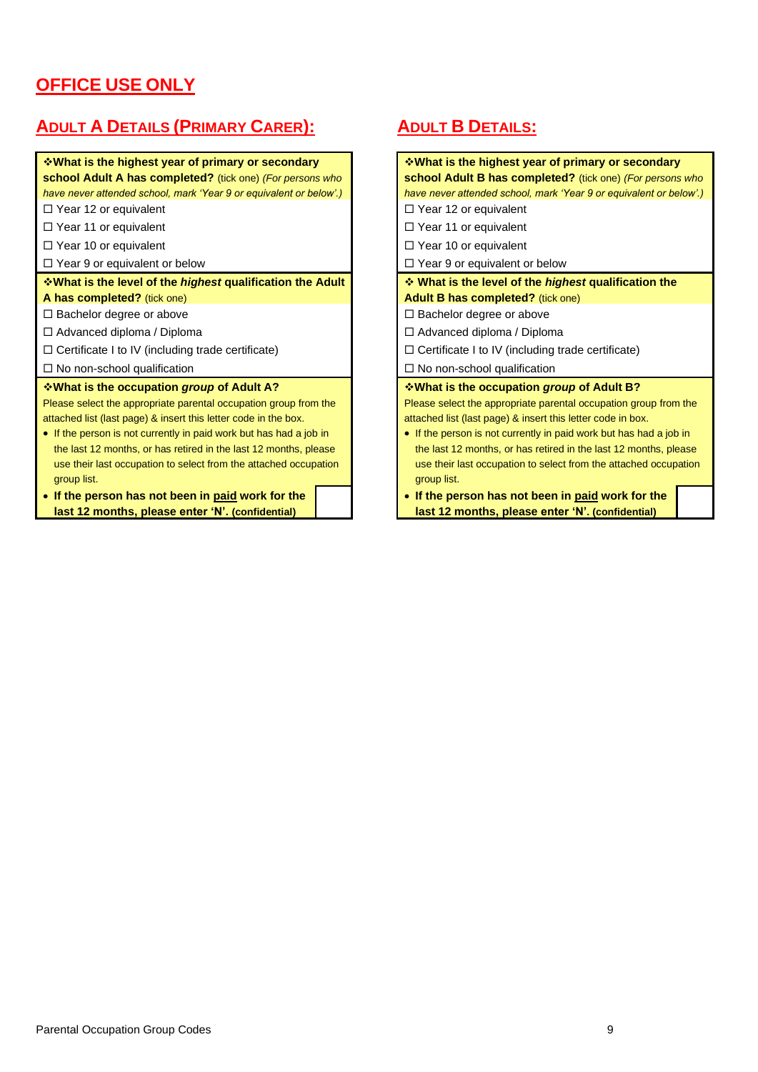# OFFICE USE ONLY

## ADULT A DETAILS (PRIMARY CARER):

❖**What is the highest year of primary or secondary school Adult A has completed?** (tick one) *(For persons who have never attended school, mark 'Year 9 or equivalent or below'.)*

☐ Year 12 or equivalent

☐ Year 11 or equivalent

☐ Year 10 or equivalent

☐ Year 9 or equivalent or below

❖**What is the level of the *highest* qualification the Adult A has completed?** (tick one)

☐ Bachelor degree or above

☐ Advanced diploma / Diploma

☐ Certificate I to IV (including trade certificate)

☐ No non-school qualification

❖**What is the occupation *group* of Adult A?**

Please select the appropriate parental occupation group from the attached list (last page) & insert this letter code in the box.

- If the person is not currently in paid work but has had a job in the last 12 months, or has retired in the last 12 months, please use their last occupation to select from the attached occupation group list.
- **If the person has not been in paid work for the last 12 months, please enter 'N'. (confidential)** ☐

## ADULT B DETAILS:

❖**What is the highest year of primary or secondary school Adult B has completed?** (tick one) *(For persons who have never attended school, mark 'Year 9 or equivalent or below'.)*

☐ Year 12 or equivalent

☐ Year 11 or equivalent

☐ Year 10 or equivalent

☐ Year 9 or equivalent or below

❖ **What is the level of the *highest* qualification the Adult B has completed?** (tick one)

☐ Bachelor degree or above

☐ Advanced diploma / Diploma

☐ Certificate I to IV (including trade certificate)

☐ No non-school qualification

❖**What is the occupation *group* of Adult B?**

Please select the appropriate parental occupation group from the attached list (last page) & insert this letter code in box.

- If the person is not currently in paid work but has had a job in the last 12 months, or has retired in the last 12 months, please use their last occupation to select from the attached occupation group list.
- **If the person has not been in paid work for the last 12 months, please enter 'N'. (confidential)** ☐